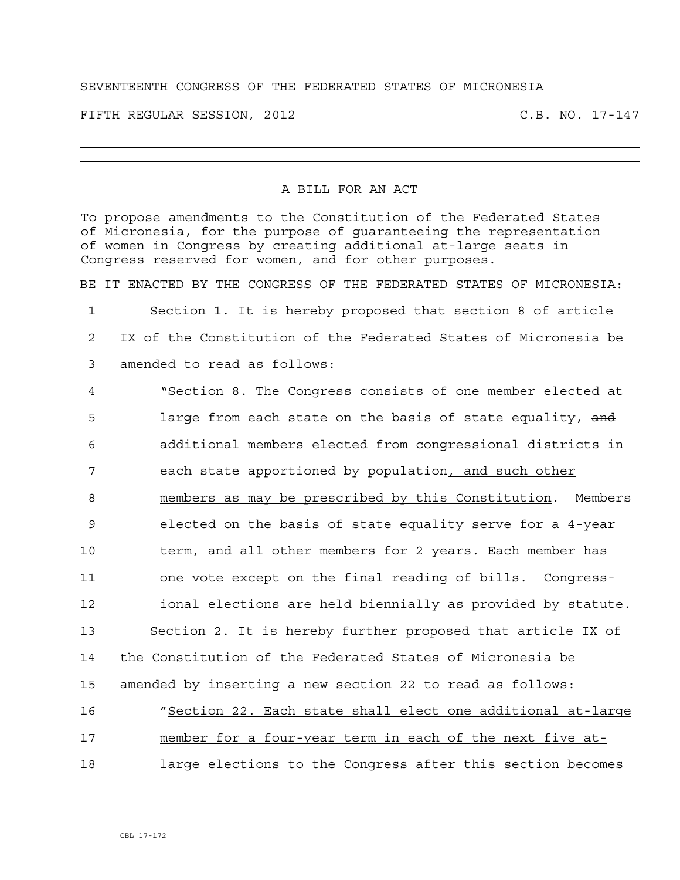SEVENTEENTH CONGRESS OF THE FEDERATED STATES OF MICRONESIA

FIFTH REGULAR SESSION, 2012 C.B. NO. 17-147

---

# A BILL FOR AN ACT

To propose amendments to the Constitution of the Federated States of Micronesia, for the purpose of guaranteeing the representation of women in Congress by creating additional at-large seats in Congress reserved for women, and for other purposes.

BE IT ENACTED BY THE CONGRESS OF THE FEDERATED STATES OF MICRONESIA:

1 Section 1. It is hereby proposed that section 8 of article
2 IX of the Constitution of the Federated States of Micronesia be
3 amended to read as follows:

4 "Section 8. The Congress consists of one member elected at
5 large from each state on the basis of state equality, ~~and~~
6 additional members elected from congressional districts in
7 each state apportioned by population<u>, and such other</u>
8 <u>members as may be prescribed by this Constitution</u>. Members
9 elected on the basis of state equality serve for a 4-year
10 term, and all other members for 2 years. Each member has
11 one vote except on the final reading of bills. Congress-
12 ional elections are held biennially as provided by statute.

13 Section 2. It is hereby further proposed that article IX of
14 the Constitution of the Federated States of Micronesia be
15 amended by inserting a new section 22 to read as follows:

16 "<u>Section 22. Each state shall elect one additional at-large</u>
17 <u>member for a four-year term in each of the next five at-</u>
18 <u>large elections to the Congress after this section becomes</u>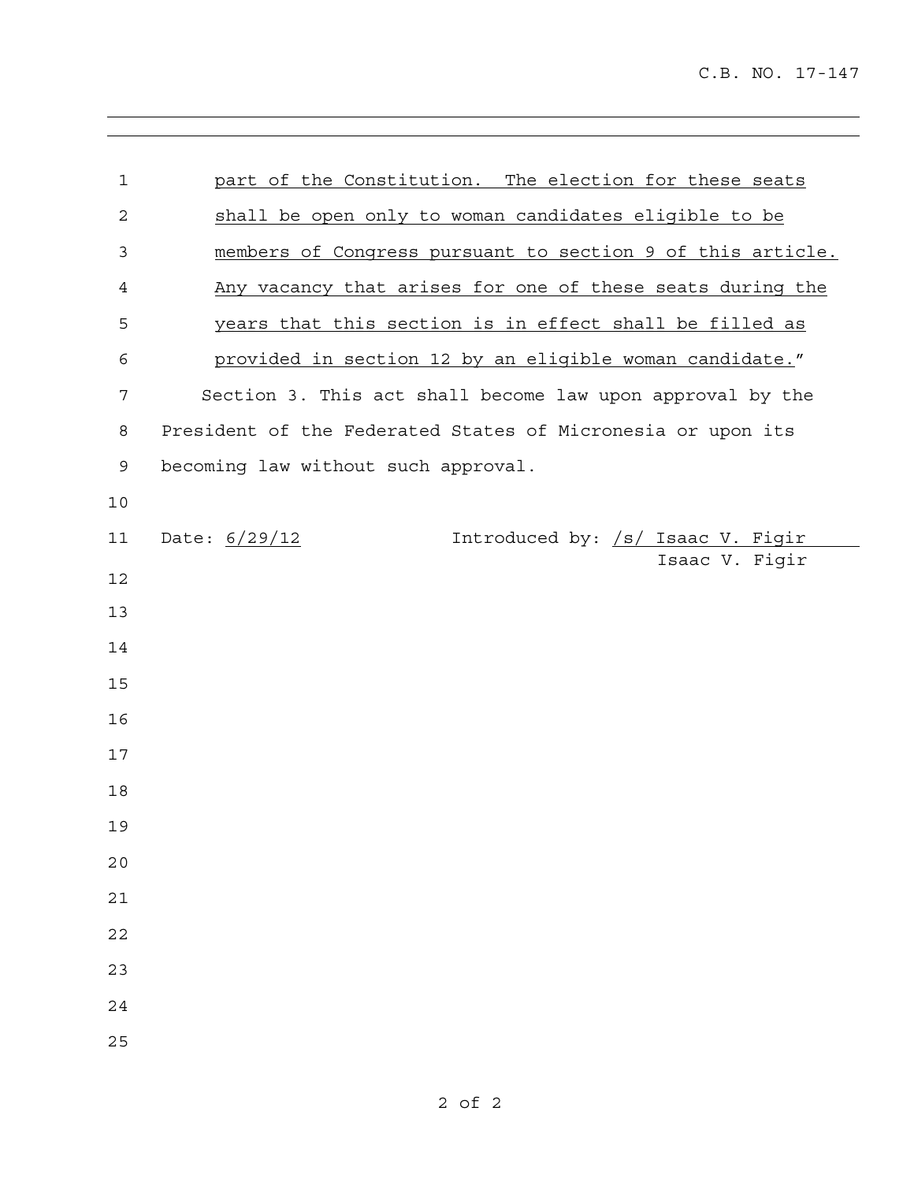part of the Constitution. The election for these seats shall be open only to woman candidates eligible to be members of Congress pursuant to section 9 of this article. Any vacancy that arises for one of these seats during the years that this section is in effect shall be filled as provided in section 12 by an eligible woman candidate."

Section 3. This act shall become law upon approval by the President of the Federated States of Micronesia or upon its becoming law without such approval.

Date: 6/29/12

Introduced by: /s/ Isaac V. Figir
Isaac V. Figir